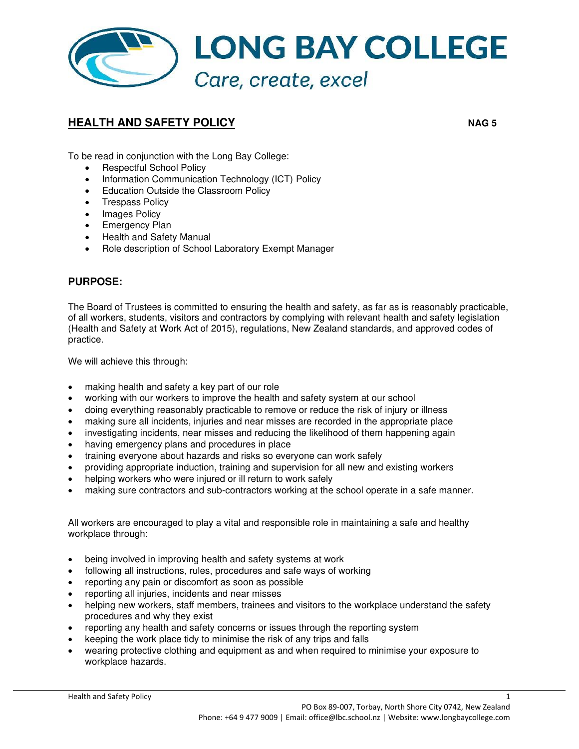# LONG BAY COLLEGE

*Care, create, excel*

## HEALTH AND SAFETY POLICY

**NAG 5**

To be read in conjunction with the Long Bay College:

- Respectful School Policy
- Information Communication Technology (ICT) Policy
- Education Outside the Classroom Policy
- Trespass Policy
- Images Policy
- Emergency Plan
- Health and Safety Manual
- Role description of School Laboratory Exempt Manager

### PURPOSE:

The Board of Trustees is committed to ensuring the health and safety, as far as is reasonably practicable, of all workers, students, visitors and contractors by complying with relevant health and safety legislation (Health and Safety at Work Act of 2015), regulations, New Zealand standards, and approved codes of practice.

We will achieve this through:

- making health and safety a key part of our role
- working with our workers to improve the health and safety system at our school
- doing everything reasonably practicable to remove or reduce the risk of injury or illness
- making sure all incidents, injuries and near misses are recorded in the appropriate place
- investigating incidents, near misses and reducing the likelihood of them happening again
- having emergency plans and procedures in place
- training everyone about hazards and risks so everyone can work safely
- providing appropriate induction, training and supervision for all new and existing workers
- helping workers who were injured or ill return to work safely
- making sure contractors and sub-contractors working at the school operate in a safe manner.

All workers are encouraged to play a vital and responsible role in maintaining a safe and healthy workplace through:

- being involved in improving health and safety systems at work
- following all instructions, rules, procedures and safe ways of working
- reporting any pain or discomfort as soon as possible
- reporting all injuries, incidents and near misses
- helping new workers, staff members, trainees and visitors to the workplace understand the safety procedures and why they exist
- reporting any health and safety concerns or issues through the reporting system
- keeping the work place tidy to minimise the risk of any trips and falls
- wearing protective clothing and equipment as and when required to minimise your exposure to workplace hazards.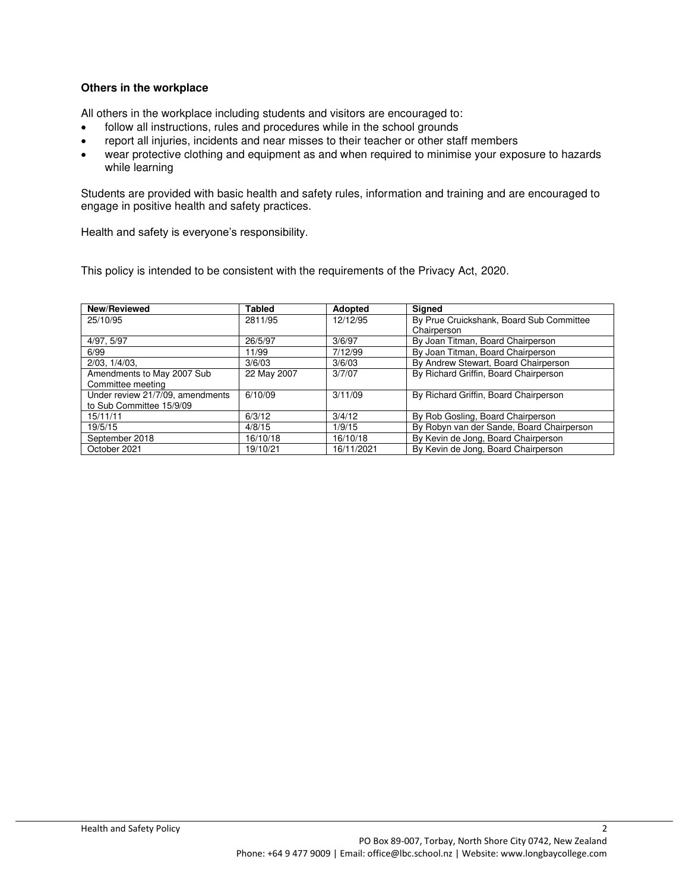**Others in the workplace**

All others in the workplace including students and visitors are encouraged to:

- follow all instructions, rules and procedures while in the school grounds
- report all injuries, incidents and near misses to their teacher or other staff members
- wear protective clothing and equipment as and when required to minimise your exposure to hazards while learning

Students are provided with basic health and safety rules, information and training and are encouraged to engage in positive health and safety practices.

Health and safety is everyone's responsibility.

This policy is intended to be consistent with the requirements of the Privacy Act, 2020.

| New/Reviewed | Tabled | Adopted | Signed |
|---|---|---|---|
| 25/10/95 | 2811/95 | 12/12/95 | By Prue Cruickshank, Board Sub Committee Chairperson |
| 4/97, 5/97 | 26/5/97 | 3/6/97 | By Joan Titman, Board Chairperson |
| 6/99 | 11/99 | 7/12/99 | By Joan Titman, Board Chairperson |
| 2/03, 1/4/03, | 3/6/03 | 3/6/03 | By Andrew Stewart, Board Chairperson |
| Amendments to May 2007 Sub Committee meeting | 22 May 2007 | 3/7/07 | By Richard Griffin, Board Chairperson |
| Under review 21/7/09, amendments to Sub Committee 15/9/09 | 6/10/09 | 3/11/09 | By Richard Griffin, Board Chairperson |
| 15/11/11 | 6/3/12 | 3/4/12 | By Rob Gosling, Board Chairperson |
| 19/5/15 | 4/8/15 | 1/9/15 | By Robyn van der Sande, Board Chairperson |
| September 2018 | 16/10/18 | 16/10/18 | By Kevin de Jong, Board Chairperson |
| October 2021 | 19/10/21 | 16/11/2021 | By Kevin de Jong, Board Chairperson |